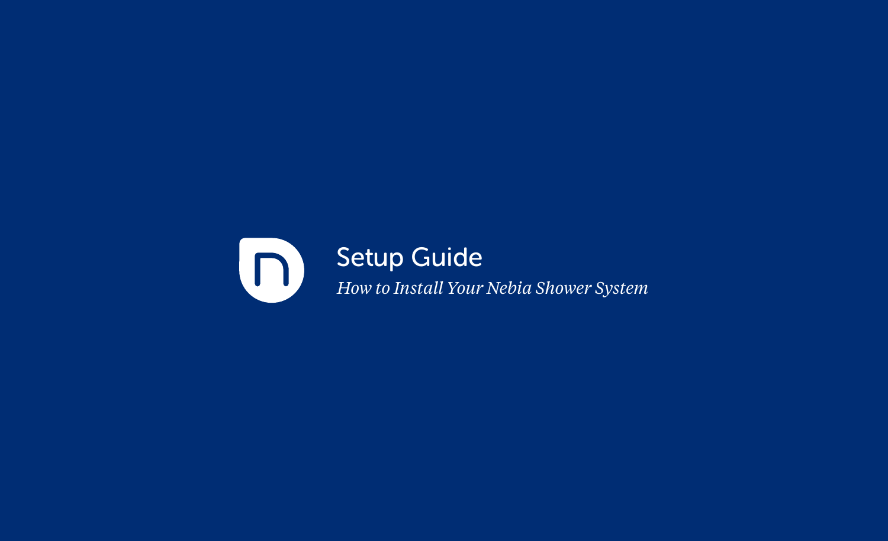# Setup Guide

*How to Install Your Nebia Shower System*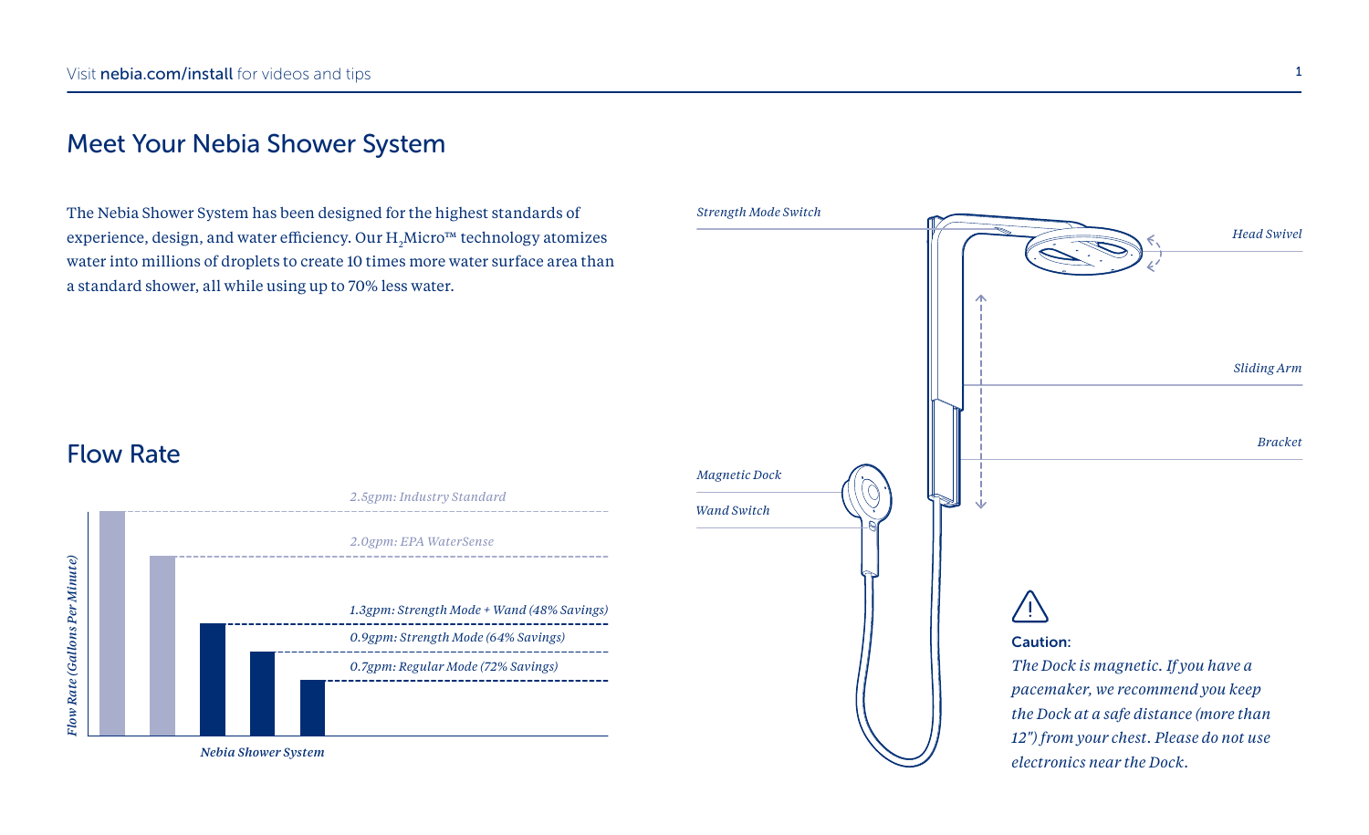# Meet Your Nebia Shower System

The Nebia Shower System has been designed for the highest standards of experience, design, and water efficiency. Our $H_2$Micro™ technology atomizes water into millions of droplets to create 10 times more water surface area than a standard shower, all while using up to 70% less water.

## Flow Rate

*Flow Rate (Gallons Per Minute)*

*2.5gpm: Industry Standard*

*2.0gpm: EPA WaterSense*

*1.3gpm: Strength Mode + Wand (48% Savings)*

*0.9gpm: Strength Mode (64% Savings)*

*0.7gpm: Regular Mode (72% Savings)*

***Nebia Shower System***

*Strength Mode Switch*

*Head Swivel*

*Sliding Arm*

*Bracket*

*Magnetic Dock*

*Wand Switch*

**Caution:**

*The Dock is magnetic. If you have a pacemaker, we recommend you keep the Dock at a safe distance (more than 12") from your chest. Please do not use electronics near the Dock.*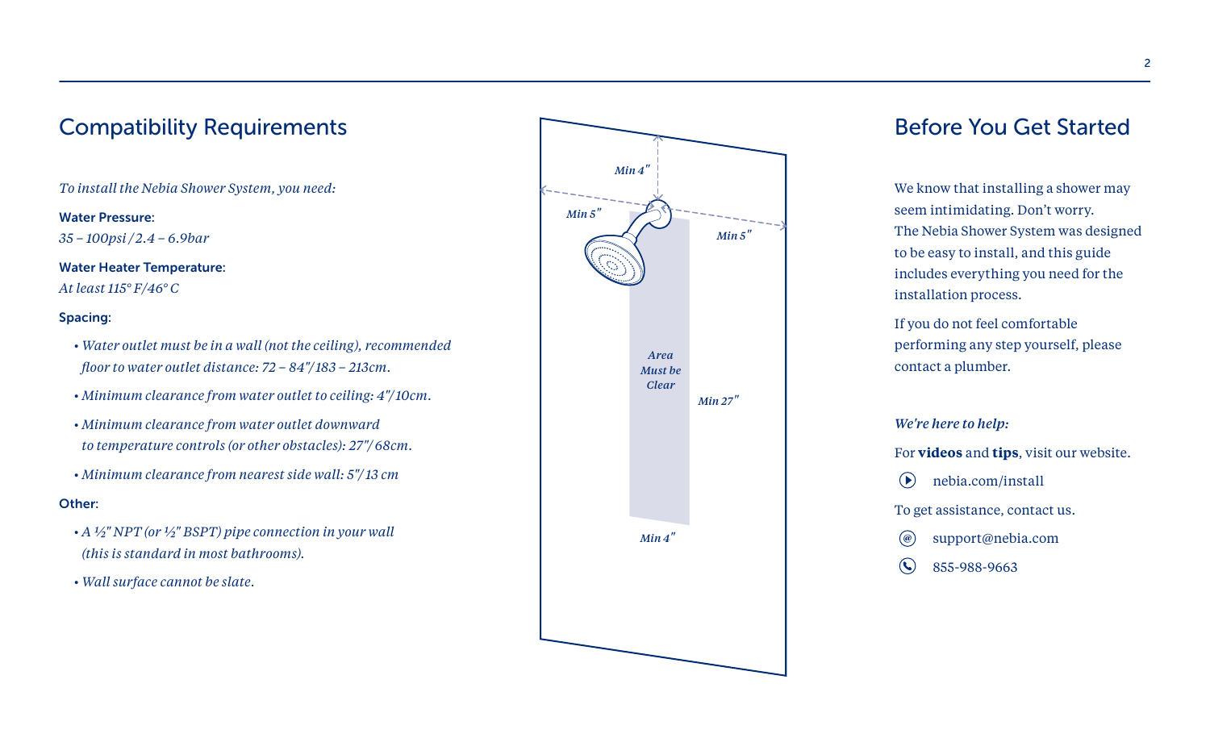## Compatibility Requirements

*To install the Nebia Shower System, you need:*

**Water Pressure:**
*35 – 100psi / 2.4 – 6.9bar*

**Water Heater Temperature:**
*At least 115° F/46° C*

**Spacing:**

- *Water outlet must be in a wall (not the ceiling), recommended floor to water outlet distance: 72 – 84"/183 – 213cm.*
- *Minimum clearance from water outlet to ceiling: 4"/10cm.*
- *Minimum clearance from water outlet downward to temperature controls (or other obstacles): 27"/68cm.*
- *Minimum clearance from nearest side wall: 5"/13 cm*

**Other:**

- *A ½" NPT (or ½" BSPT) pipe connection in your wall (this is standard in most bathrooms).*
- *Wall surface cannot be slate.*

*Min 4"*

*Min 5"*

*Min 5"*

*Area Must be Clear*

*Min 27"*

*Min 4"*

## Before You Get Started

We know that installing a shower may seem intimidating. Don't worry. The Nebia Shower System was designed to be easy to install, and this guide includes everything you need for the installation process.

If you do not feel comfortable performing any step yourself, please contact a plumber.

***We're here to help:***

For **videos** and **tips**, visit our website.

nebia.com/install

To get assistance, contact us.

support@nebia.com

855-988-9663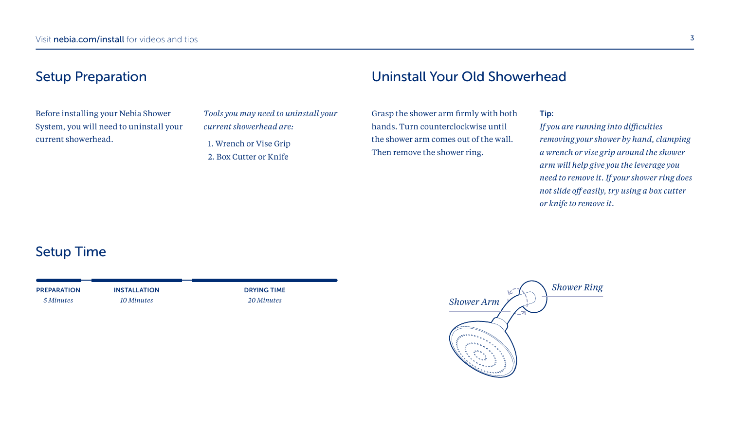## Setup Preparation

Before installing your Nebia Shower System, you will need to uninstall your current showerhead.

*Tools you may need to uninstall your current showerhead are:*

1. Wrench or Vise Grip
2. Box Cutter or Knife

## Uninstall Your Old Showerhead

Grasp the shower arm firmly with both hands. Turn counterclockwise until the shower arm comes out of the wall. Then remove the shower ring.

**Tip:**
*If you are running into difficulties removing your shower by hand, clamping a wrench or vise grip around the shower arm will help give you the leverage you need to remove it. If your shower ring does not slide off easily, try using a box cutter or knife to remove it.*

## Setup Time

| PREPARATION | INSTALLATION | DRYING TIME |
| --- | --- | --- |
| *5 Minutes* | *10 Minutes* | *20 Minutes* |

*Shower Arm*

*Shower Ring*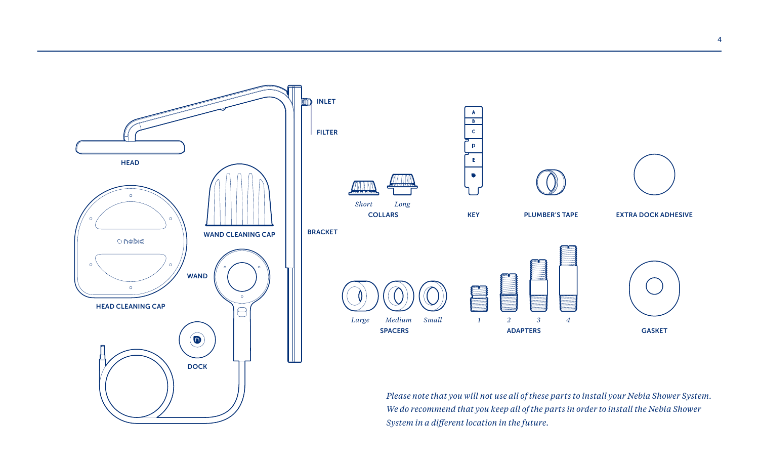HEAD

INLET

FILTER

BRACKET

HEAD CLEANING CAP

WAND CLEANING CAP

WAND

DOCK

*Short* *Long*
COLLARS

KEY

PLUMBER'S TAPE

EXTRA DOCK ADHESIVE

*Large* *Medium* *Small*
SPACERS

*1* *2* *3* *4*
ADAPTERS

GASKET

*Please note that you will not use all of these parts to install your Nebia Shower System. We do recommend that you keep all of the parts in order to install the Nebia Shower System in a different location in the future.*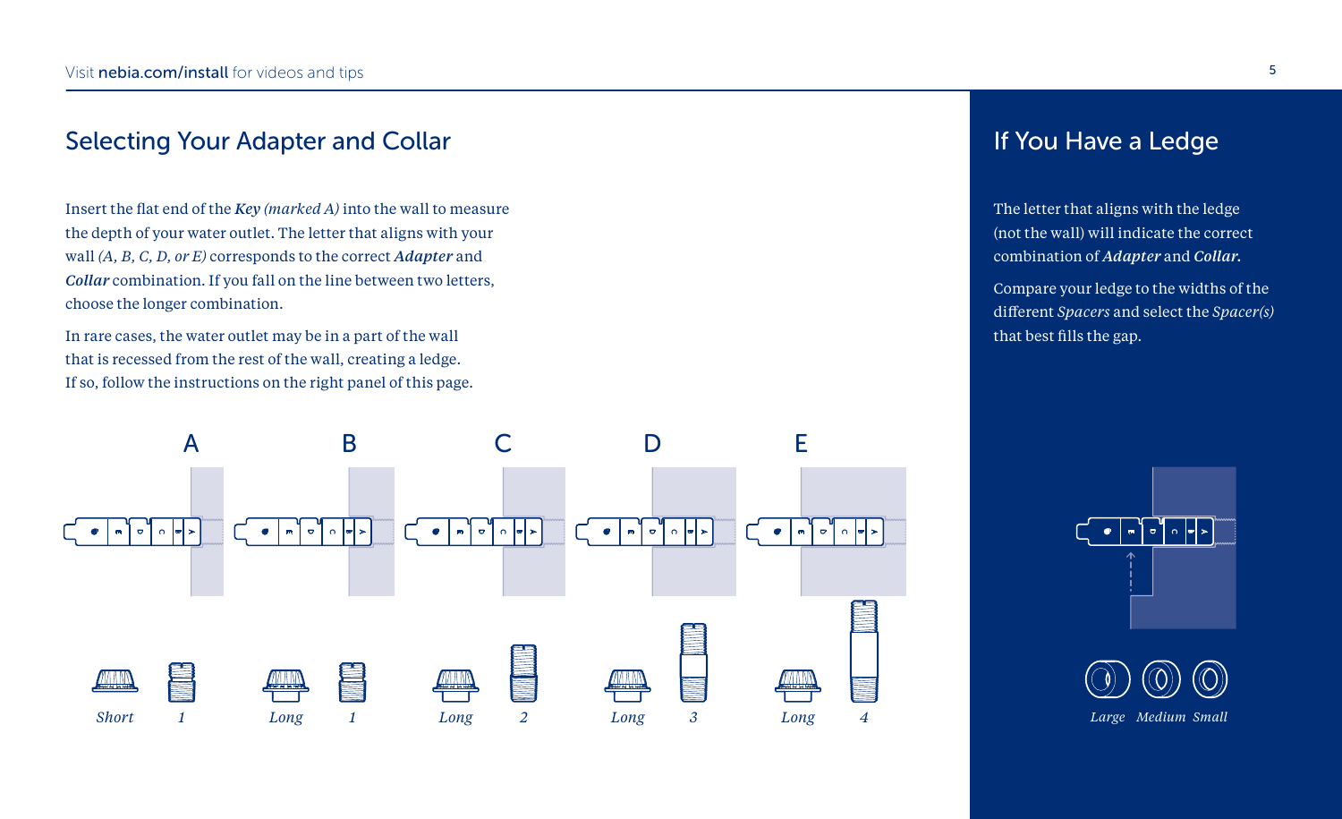## Selecting Your Adapter and Collar

Insert the flat end of the ***Key*** *(marked A)* into the wall to measure the depth of your water outlet. The letter that aligns with your wall *(A, B, C, D, or E)* corresponds to the correct ***Adapter*** and ***Collar*** combination. If you fall on the line between two letters, choose the longer combination.

In rare cases, the water outlet may be in a part of the wall that is recessed from the rest of the wall, creating a ledge. If so, follow the instructions on the right panel of this page.

| | A | B | C | D | E |
|---|---|---|---|---|---|
| Collar | *Short* | *Long* | *Long* | *Long* | *Long* |
| Adapter | *1* | *1* | *2* | *3* | *4* |

## If You Have a Ledge

The letter that aligns with the ledge (not the wall) will indicate the correct combination of ***Adapter*** and ***Collar***.

Compare your ledge to the widths of the different *Spacers* and select the *Spacer(s)* that best fills the gap.

*Large* *Medium* *Small*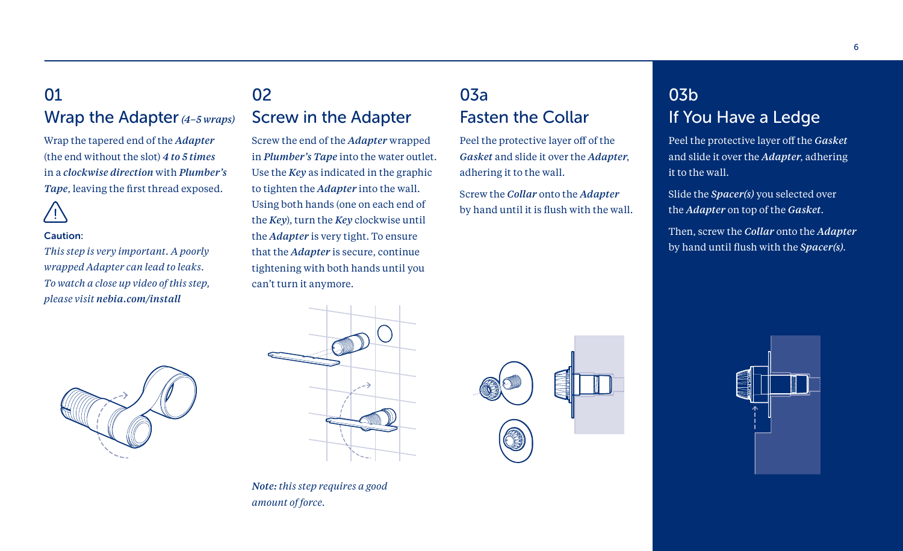## 01
## Wrap the Adapter *(4–5 wraps)*

Wrap the tapered end of the ***Adapter*** (the end without the slot) ***4 to 5 times*** in a ***clockwise direction*** with ***Plumber's Tape***, leaving the first thread exposed.

**Caution:**

*This step is very important. A poorly wrapped Adapter can lead to leaks. To watch a close up video of this step, please visit* ***nebia.com/install***

## 02
## Screw in the Adapter

Screw the end of the ***Adapter*** wrapped in ***Plumber's Tape*** into the water outlet. Use the ***Key*** as indicated in the graphic to tighten the ***Adapter*** into the wall. Using both hands (one on each end of the ***Key***), turn the ***Key*** clockwise until the ***Adapter*** is very tight. To ensure that the ***Adapter*** is secure, continue tightening with both hands until you can't turn it anymore.

***Note:*** *this step requires a good amount of force.*

## 03a
## Fasten the Collar

Peel the protective layer off of the ***Gasket*** and slide it over the ***Adapter***, adhering it to the wall.

Screw the ***Collar*** onto the ***Adapter*** by hand until it is flush with the wall.

## 03b
## If You Have a Ledge

Peel the protective layer off the ***Gasket*** and slide it over the ***Adapter***, adhering it to the wall.

Slide the ***Spacer(s)*** you selected over the ***Adapter*** on top of the ***Gasket***.

Then, screw the ***Collar*** onto the ***Adapter*** by hand until flush with the ***Spacer(s)***.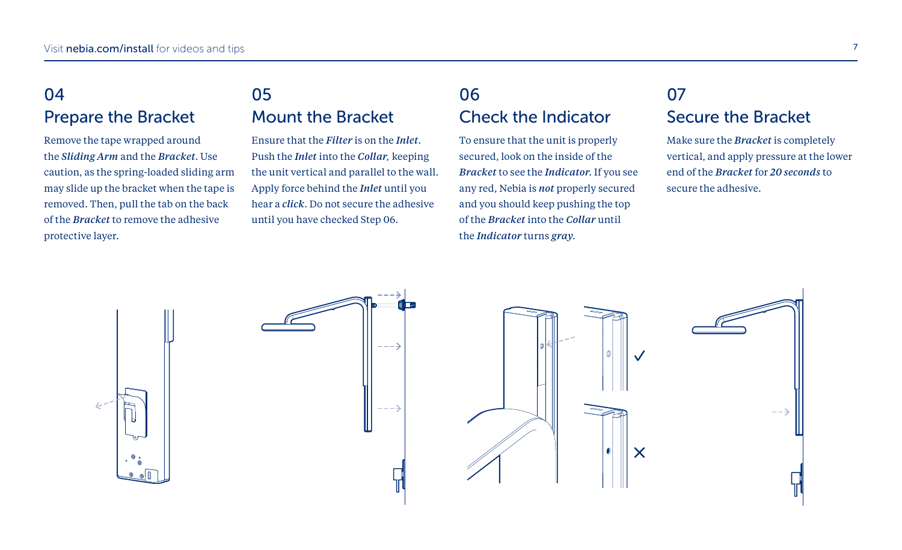## 04
## Prepare the Bracket

Remove the tape wrapped around the ***Sliding Arm*** and the ***Bracket***. Use caution, as the spring-loaded sliding arm may slide up the bracket when the tape is removed. Then, pull the tab on the back of the ***Bracket*** to remove the adhesive protective layer.

## 05
## Mount the Bracket

Ensure that the ***Filter*** is on the ***Inlet***. Push the ***Inlet*** into the ***Collar,*** keeping the unit vertical and parallel to the wall. Apply force behind the ***Inlet*** until you hear a ***click***. Do not secure the adhesive until you have checked Step 06.

## 06
## Check the Indicator

To ensure that the unit is properly secured, look on the inside of the ***Bracket*** to see the ***Indicator***. If you see any red, Nebia is ***not*** properly secured and you should keep pushing the top of the ***Bracket*** into the ***Collar*** until the ***Indicator*** turns ***gray***.

## 07
## Secure the Bracket

Make sure the ***Bracket*** is completely vertical, and apply pressure at the lower end of the ***Bracket*** for ***20 seconds*** to secure the adhesive.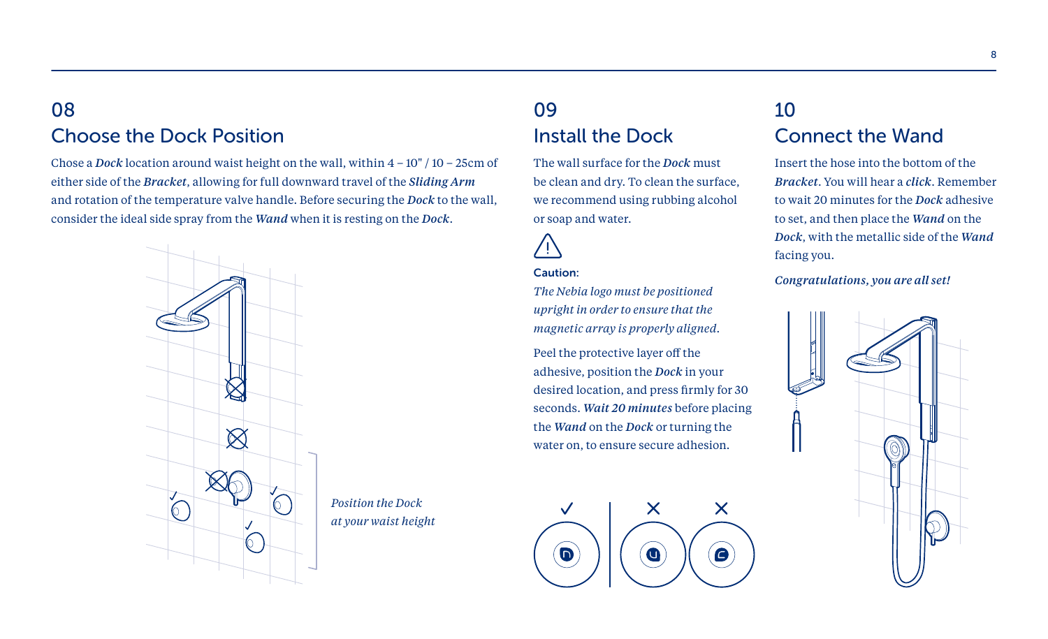## 08
## Choose the Dock Position

Chose a ***Dock*** location around waist height on the wall, within 4 – 10" / 10 – 25cm of either side of the ***Bracket***, allowing for full downward travel of the ***Sliding Arm*** and rotation of the temperature valve handle. Before securing the ***Dock*** to the wall, consider the ideal side spray from the ***Wand*** when it is resting on the ***Dock***.

*Position the Dock at your waist height*

## 09
## Install the Dock

The wall surface for the ***Dock*** must be clean and dry. To clean the surface, we recommend using rubbing alcohol or soap and water.

**Caution:**

*The Nebia logo must be positioned upright in order to ensure that the magnetic array is properly aligned.*

Peel the protective layer off the adhesive, position the ***Dock*** in your desired location, and press firmly for 30 seconds. ***Wait 20 minutes*** before placing the ***Wand*** on the ***Dock*** or turning the water on, to ensure secure adhesion.

## 10
## Connect the Wand

Insert the hose into the bottom of the ***Bracket***. You will hear a ***click***. Remember to wait 20 minutes for the ***Dock*** adhesive to set, and then place the ***Wand*** on the ***Dock***, with the metallic side of the ***Wand*** facing you.

***Congratulations, you are all set!***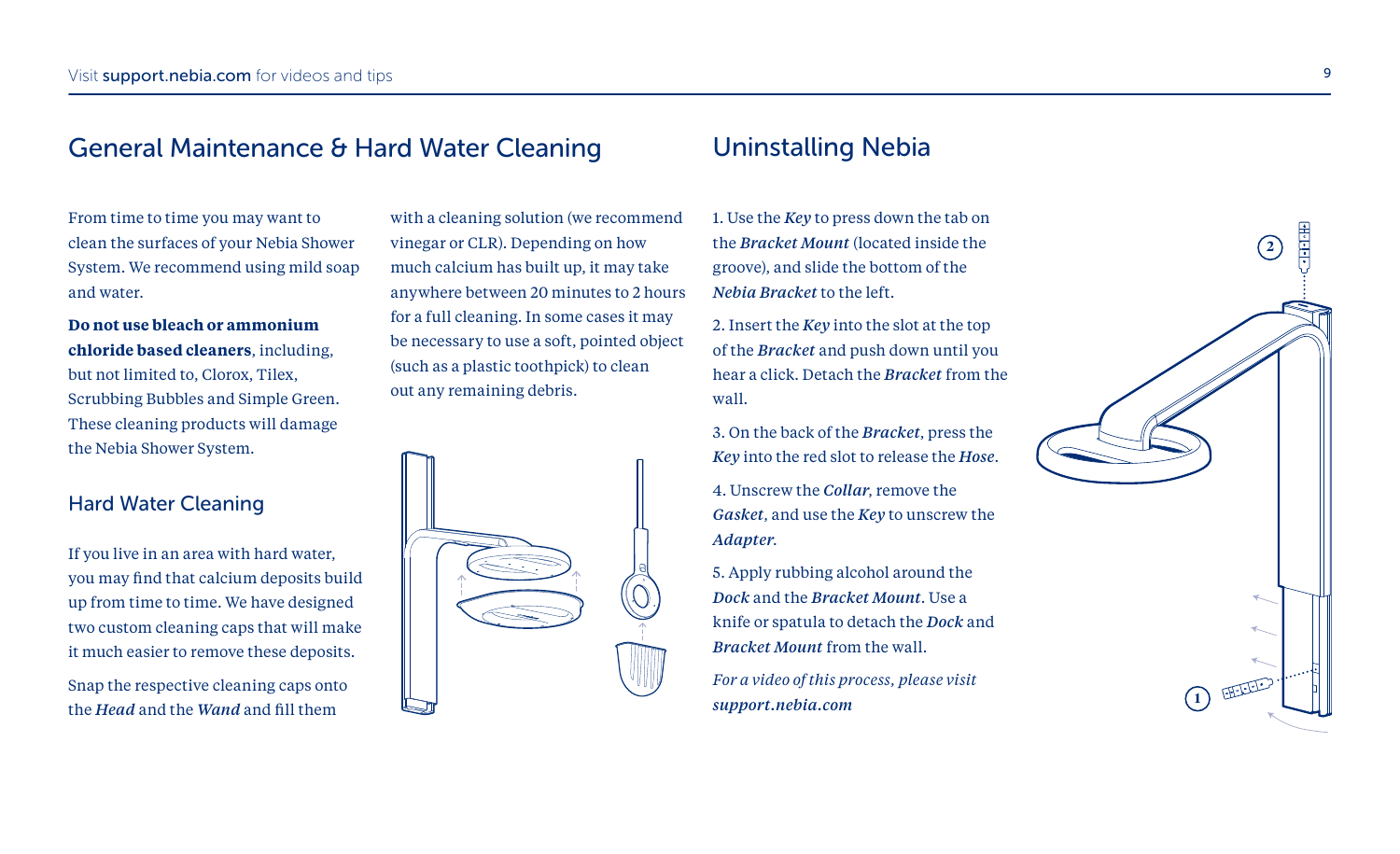## General Maintenance & Hard Water Cleaning

From time to time you may want to clean the surfaces of your Nebia Shower System. We recommend using mild soap and water.

**Do not use bleach or ammonium chloride based cleaners**, including, but not limited to, Clorox, Tilex, Scrubbing Bubbles and Simple Green. These cleaning products will damage the Nebia Shower System.

### Hard Water Cleaning

If you live in an area with hard water, you may find that calcium deposits build up from time to time. We have designed two custom cleaning caps that will make it much easier to remove these deposits.

Snap the respective cleaning caps onto the ***Head*** and the ***Wand*** and fill them with a cleaning solution (we recommend vinegar or CLR). Depending on how much calcium has built up, it may take anywhere between 20 minutes to 2 hours for a full cleaning. In some cases it may be necessary to use a soft, pointed object (such as a plastic toothpick) to clean out any remaining debris.

## Uninstalling Nebia

1. Use the ***Key*** to press down the tab on the ***Bracket Mount*** (located inside the groove), and slide the bottom of the ***Nebia Bracket*** to the left.

2. Insert the ***Key*** into the slot at the top of the ***Bracket*** and push down until you hear a click. Detach the ***Bracket*** from the wall.

3. On the back of the ***Bracket***, press the ***Key*** into the red slot to release the ***Hose***.

4. Unscrew the ***Collar***, remove the ***Gasket***, and use the ***Key*** to unscrew the ***Adapter***.

5. Apply rubbing alcohol around the ***Dock*** and the ***Bracket Mount***. Use a knife or spatula to detach the ***Dock*** and ***Bracket Mount*** from the wall.

*For a video of this process, please visit* ***support.nebia.com***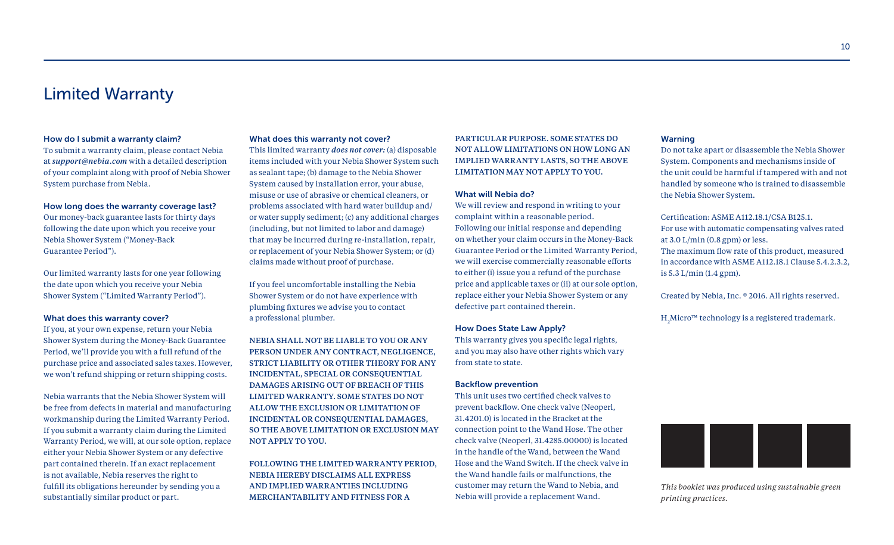# Limited Warranty

### How do I submit a warranty claim?

To submit a warranty claim, please contact Nebia at *support@nebia.com* with a detailed description of your complaint along with proof of Nebia Shower System purchase from Nebia.

### How long does the warranty coverage last?

Our money-back guarantee lasts for thirty days following the date upon which you receive your Nebia Shower System ("Money-Back Guarantee Period").

Our limited warranty lasts for one year following the date upon which you receive your Nebia Shower System ("Limited Warranty Period").

### What does this warranty cover?

If you, at your own expense, return your Nebia Shower System during the Money-Back Guarantee Period, we'll provide you with a full refund of the purchase price and associated sales taxes. However, we won't refund shipping or return shipping costs.

Nebia warrants that the Nebia Shower System will be free from defects in material and manufacturing workmanship during the Limited Warranty Period. If you submit a warranty claim during the Limited Warranty Period, we will, at our sole option, replace either your Nebia Shower System or any defective part contained therein. If an exact replacement is not available, Nebia reserves the right to fulfill its obligations hereunder by sending you a substantially similar product or part.

### What does this warranty not cover?

This limited warranty ***does not cover:*** (a) disposable items included with your Nebia Shower System such as sealant tape; (b) damage to the Nebia Shower System caused by installation error, your abuse, misuse or use of abrasive or chemical cleaners, or problems associated with hard water buildup and/or water supply sediment; (c) any additional charges (including, but not limited to labor and damage) that may be incurred during re-installation, repair, or replacement of your Nebia Shower System; or (d) claims made without proof of purchase.

If you feel uncomfortable installing the Nebia Shower System or do not have experience with plumbing fixtures we advise you to contact a professional plumber.

**NEBIA SHALL NOT BE LIABLE TO YOU OR ANY PERSON UNDER ANY CONTRACT, NEGLIGENCE, STRICT LIABILITY OR OTHER THEORY FOR ANY INCIDENTAL, SPECIAL OR CONSEQUENTIAL DAMAGES ARISING OUT OF BREACH OF THIS LIMITED WARRANTY. SOME STATES DO NOT ALLOW THE EXCLUSION OR LIMITATION OF INCIDENTAL OR CONSEQUENTIAL DAMAGES, SO THE ABOVE LIMITATION OR EXCLUSION MAY NOT APPLY TO YOU.**

**FOLLOWING THE LIMITED WARRANTY PERIOD, NEBIA HEREBY DISCLAIMS ALL EXPRESS AND IMPLIED WARRANTIES INCLUDING MERCHANTABILITY AND FITNESS FOR A PARTICULAR PURPOSE. SOME STATES DO NOT ALLOW LIMITATIONS ON HOW LONG AN IMPLIED WARRANTY LASTS, SO THE ABOVE LIMITATION MAY NOT APPLY TO YOU.**

### What will Nebia do?

We will review and respond in writing to your complaint within a reasonable period. Following our initial response and depending on whether your claim occurs in the Money-Back Guarantee Period or the Limited Warranty Period, we will exercise commercially reasonable efforts to either (i) issue you a refund of the purchase price and applicable taxes or (ii) at our sole option, replace either your Nebia Shower System or any defective part contained therein.

### How Does State Law Apply?

This warranty gives you specific legal rights, and you may also have other rights which vary from state to state.

### Backflow prevention

This unit uses two certified check valves to prevent backflow. One check valve (Neoperl, 31.4201.0) is located in the Bracket at the connection point to the Wand Hose. The other check valve (Neoperl, 31.4285.00000) is located in the handle of the Wand, between the Wand Hose and the Wand Switch. If the check valve in the Wand handle fails or malfunctions, the customer may return the Wand to Nebia, and Nebia will provide a replacement Wand.

### Warning

Do not take apart or disassemble the Nebia Shower System. Components and mechanisms inside of the unit could be harmful if tampered with and not handled by someone who is trained to disassemble the Nebia Shower System.

Certification: ASME A112.18.1/CSA B125.1.
For use with automatic compensating valves rated at 3.0 L/min (0.8 gpm) or less.
The maximum flow rate of this product, measured in accordance with ASME A112.18.1 Clause 5.4.2.3.2, is 5.3 L/min (1.4 gpm).

Created by Nebia, Inc. ® 2016. All rights reserved.

$H_2$Micro™ technology is a registered trademark.

*This booklet was produced using sustainable green printing practices.*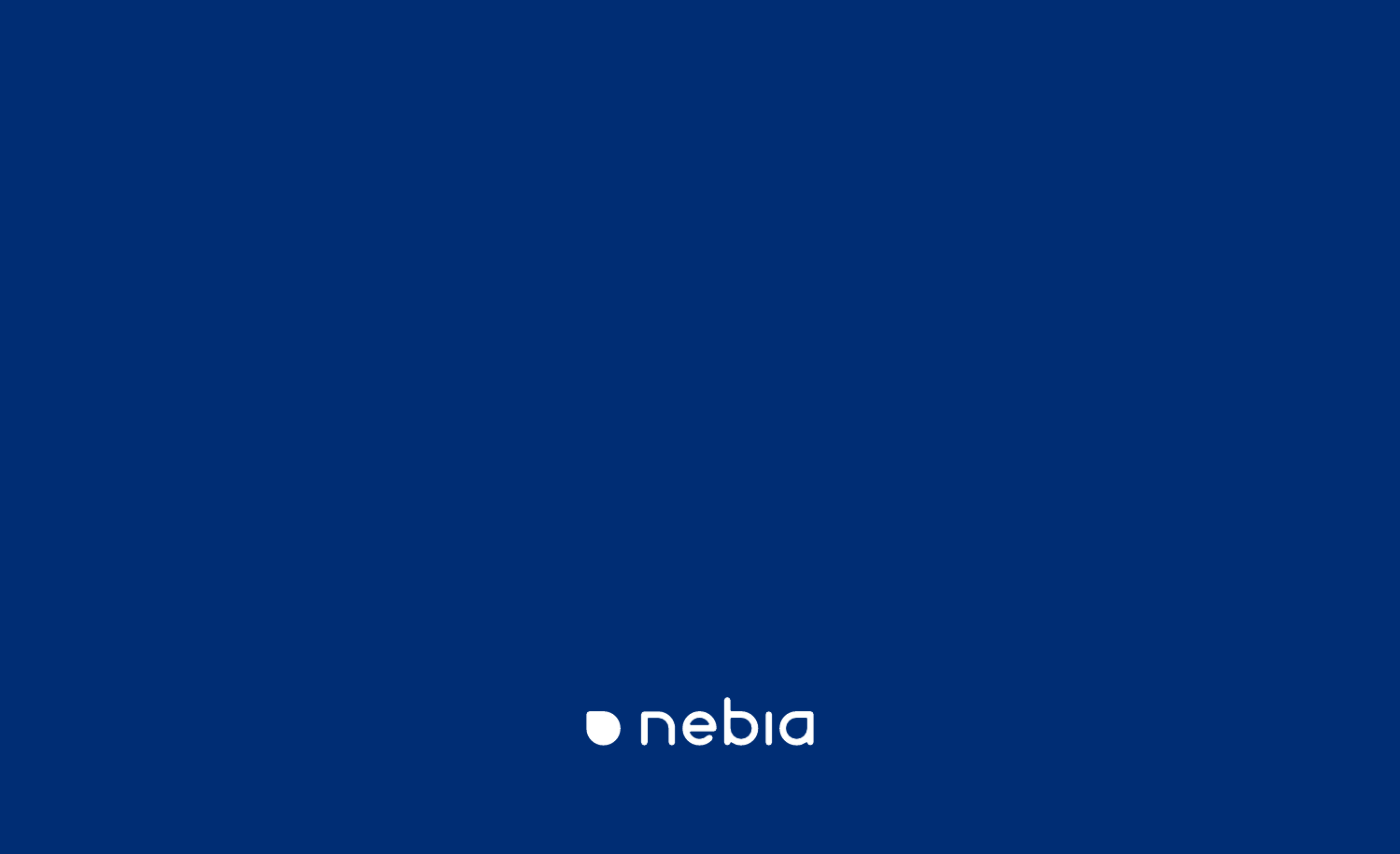nebia